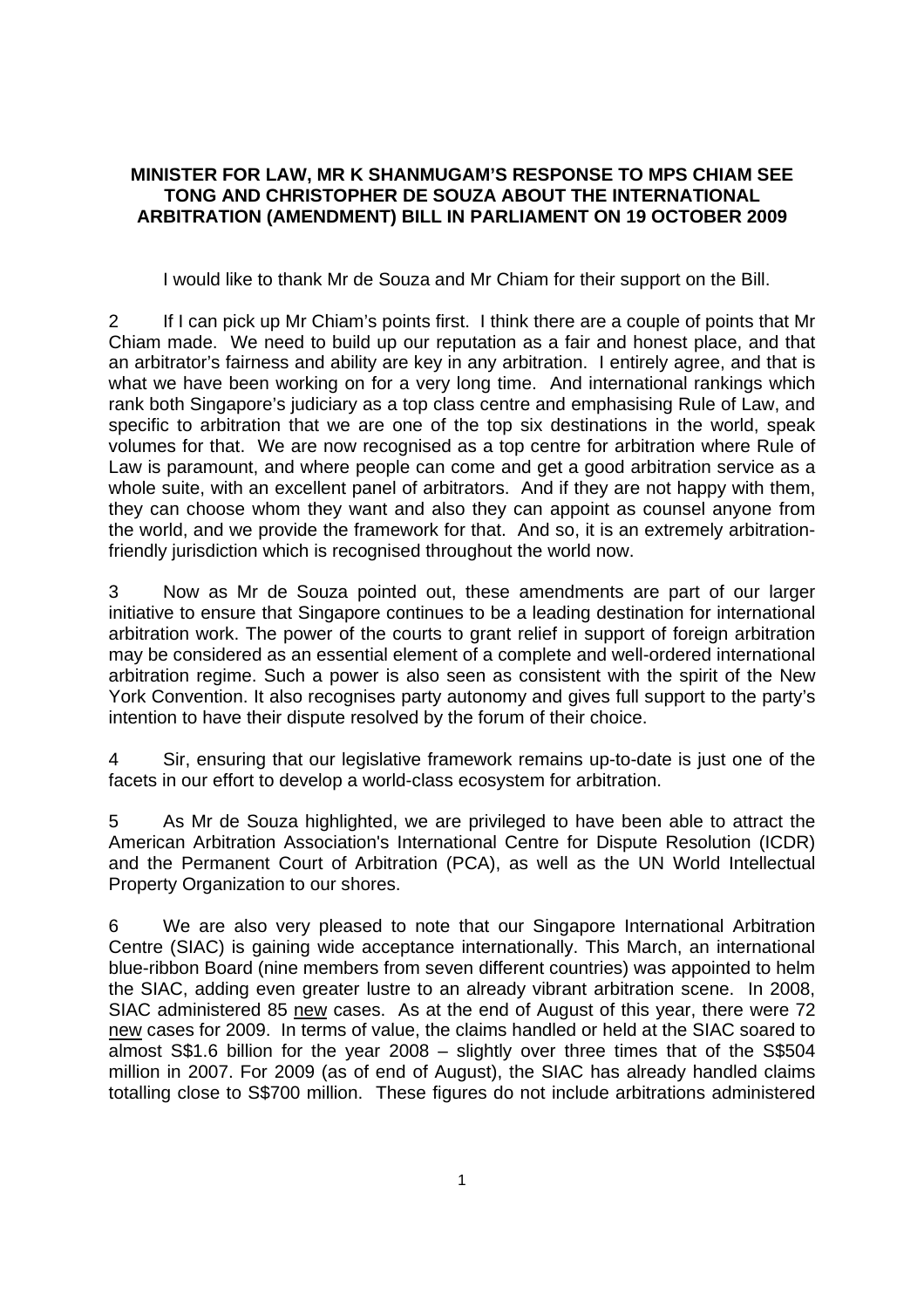**MINISTER FOR LAW, MR K SHANMUGAM'S RESPONSE TO MPS CHIAM SEE TONG AND CHRISTOPHER DE SOUZA ABOUT THE INTERNATIONAL ARBITRATION (AMENDMENT) BILL IN PARLIAMENT ON 19 OCTOBER 2009**

I would like to thank Mr de Souza and Mr Chiam for their support on the Bill.

2 If I can pick up Mr Chiam's points first. I think there are a couple of points that Mr Chiam made. We need to build up our reputation as a fair and honest place, and that an arbitrator's fairness and ability are key in any arbitration. I entirely agree, and that is what we have been working on for a very long time. And international rankings which rank both Singapore's judiciary as a top class centre and emphasising Rule of Law, and specific to arbitration that we are one of the top six destinations in the world, speak volumes for that. We are now recognised as a top centre for arbitration where Rule of Law is paramount, and where people can come and get a good arbitration service as a whole suite, with an excellent panel of arbitrators. And if they are not happy with them, they can choose whom they want and also they can appoint as counsel anyone from the world, and we provide the framework for that. And so, it is an extremely arbitration-friendly jurisdiction which is recognised throughout the world now.

3 Now as Mr de Souza pointed out, these amendments are part of our larger initiative to ensure that Singapore continues to be a leading destination for international arbitration work. The power of the courts to grant relief in support of foreign arbitration may be considered as an essential element of a complete and well-ordered international arbitration regime. Such a power is also seen as consistent with the spirit of the New York Convention. It also recognises party autonomy and gives full support to the party's intention to have their dispute resolved by the forum of their choice.

4 Sir, ensuring that our legislative framework remains up-to-date is just one of the facets in our effort to develop a world-class ecosystem for arbitration.

5 As Mr de Souza highlighted, we are privileged to have been able to attract the American Arbitration Association's International Centre for Dispute Resolution (ICDR) and the Permanent Court of Arbitration (PCA), as well as the UN World Intellectual Property Organization to our shores.

6 We are also very pleased to note that our Singapore International Arbitration Centre (SIAC) is gaining wide acceptance internationally. This March, an international blue-ribbon Board (nine members from seven different countries) was appointed to helm the SIAC, adding even greater lustre to an already vibrant arbitration scene. In 2008, SIAC administered 85 <u>new</u> cases. As at the end of August of this year, there were 72 <u>new</u> cases for 2009. In terms of value, the claims handled or held at the SIAC soared to almost S$1.6 billion for the year 2008 – slightly over three times that of the S$504 million in 2007. For 2009 (as of end of August), the SIAC has already handled claims totalling close to S$700 million. These figures do not include arbitrations administered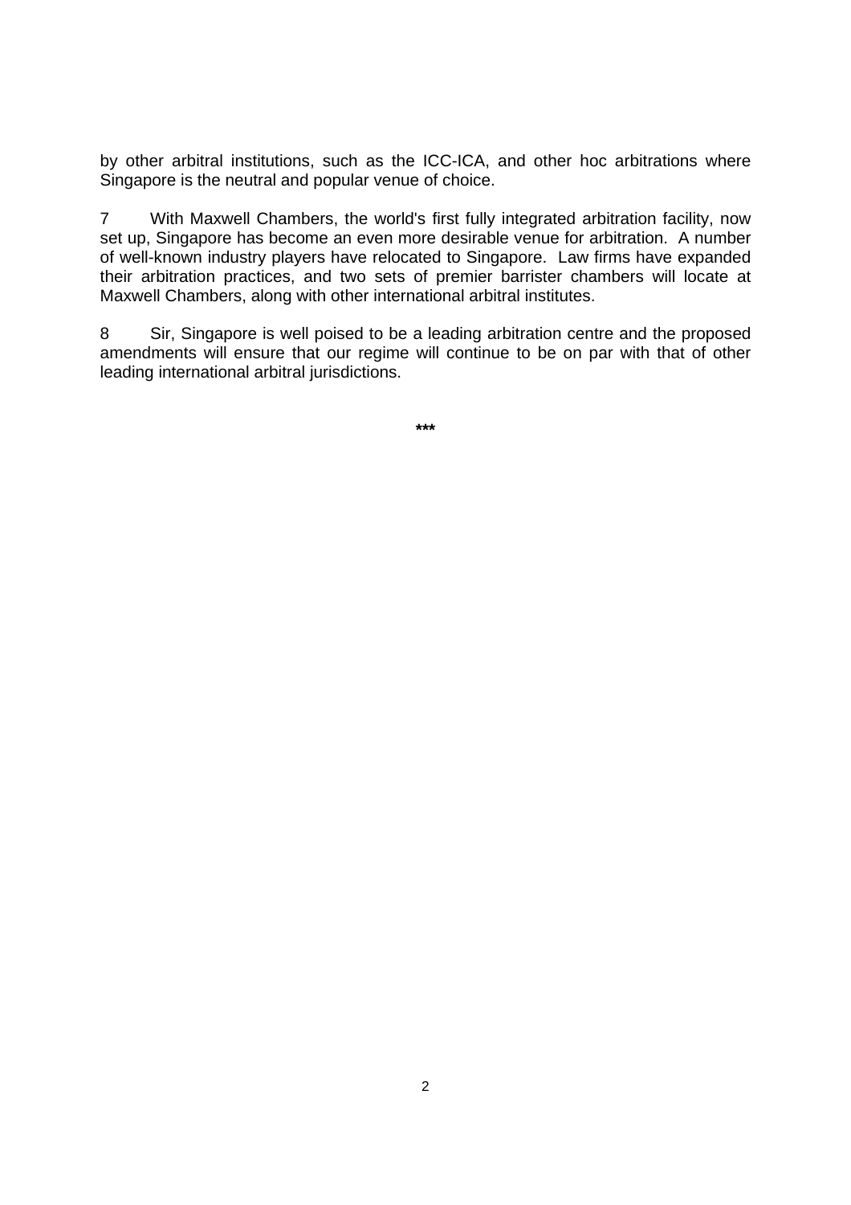by other arbitral institutions, such as the ICC-ICA, and other hoc arbitrations where Singapore is the neutral and popular venue of choice.

7 With Maxwell Chambers, the world's first fully integrated arbitration facility, now set up, Singapore has become an even more desirable venue for arbitration. A number of well-known industry players have relocated to Singapore. Law firms have expanded their arbitration practices, and two sets of premier barrister chambers will locate at Maxwell Chambers, along with other international arbitral institutes.

8 Sir, Singapore is well poised to be a leading arbitration centre and the proposed amendments will ensure that our regime will continue to be on par with that of other leading international arbitral jurisdictions.

***